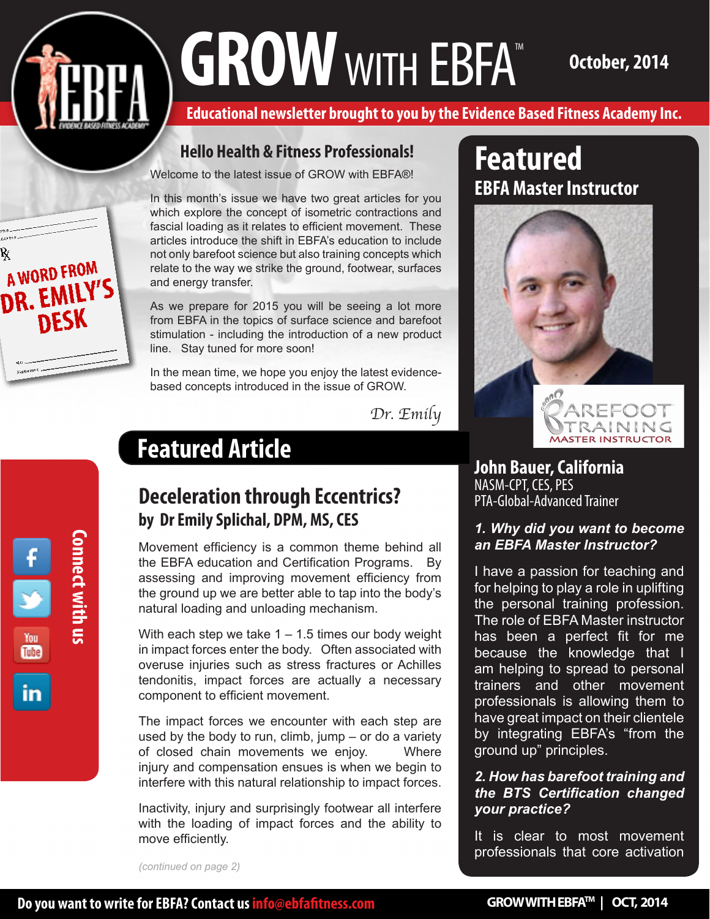# GROW WITH EBFA™

October, 2014

Educational newsletter brought to you by the Evidence Based Fitness Academy Inc.

A WORD FROM DR. EMILY'S DESK

## Hello Health & Fitness Professionals!

Welcome to the latest issue of GROW with EBFA®!

In this month's issue we have two great articles for you which explore the concept of isometric contractions and fascial loading as it relates to efficient movement. These articles introduce the shift in EBFA's education to include not only barefoot science but also training concepts which relate to the way we strike the ground, footwear, surfaces and energy transfer.

As we prepare for 2015 you will be seeing a lot more from EBFA in the topics of surface science and barefoot stimulation - including the introduction of a new product line. Stay tuned for more soon!

In the mean time, we hope you enjoy the latest evidence-based concepts introduced in the issue of GROW.

*Dr. Emily*

## Featured Article

### Deceleration through Eccentrics?

**by Dr Emily Splichal, DPM, MS, CES**

Movement efficiency is a common theme behind all the EBFA education and Certification Programs. By assessing and improving movement efficiency from the ground up we are better able to tap into the body's natural loading and unloading mechanism.

With each step we take 1 – 1.5 times our body weight in impact forces enter the body. Often associated with overuse injuries such as stress fractures or Achilles tendonitis, impact forces are actually a necessary component to efficient movement.

The impact forces we encounter with each step are used by the body to run, climb, jump – or do a variety of closed chain movements we enjoy. Where injury and compensation ensues is when we begin to interfere with this natural relationship to impact forces.

Inactivity, injury and surprisingly footwear all interfere with the loading of impact forces and the ability to move efficiently.

*(continued on page 2)*

Connect with us

## Featured EBFA Master Instructor

BAREFOOT TRAINING MASTER INSTRUCTOR

**John Bauer, California**
NASM-CPT, CES, PES
PTA-Global-Advanced Trainer

***1. Why did you want to become an EBFA Master Instructor?***

I have a passion for teaching and for helping to play a role in uplifting the personal training profession. The role of EBFA Master instructor has been a perfect fit for me because the knowledge that I am helping to spread to personal trainers and other movement professionals is allowing them to have great impact on their clientele by integrating EBFA's "from the ground up" principles.

***2. How has barefoot training and the BTS Certification changed your practice?***

It is clear to most movement professionals that core activation

Do you want to write for EBFA? Contact us info@ebfafitness.com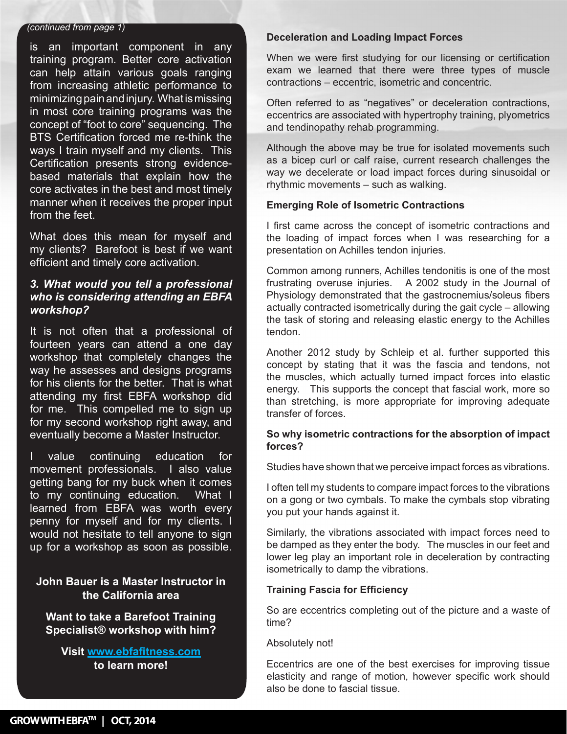*(continued from page 1)*

is an important component in any training program. Better core activation can help attain various goals ranging from increasing athletic performance to minimizing pain and injury. What is missing in most core training programs was the concept of "foot to core" sequencing. The BTS Certification forced me re-think the ways I train myself and my clients. This Certification presents strong evidence-based materials that explain how the core activates in the best and most timely manner when it receives the proper input from the feet.

What does this mean for myself and my clients? Barefoot is best if we want efficient and timely core activation.

***3. What would you tell a professional who is considering attending an EBFA workshop?***

It is not often that a professional of fourteen years can attend a one day workshop that completely changes the way he assesses and designs programs for his clients for the better. That is what attending my first EBFA workshop did for me. This compelled me to sign up for my second workshop right away, and eventually become a Master Instructor.

I value continuing education for movement professionals. I also value getting bang for my buck when it comes to my continuing education. What I learned from EBFA was worth every penny for myself and for my clients. I would not hesitate to tell anyone to sign up for a workshop as soon as possible.

**John Bauer is a Master Instructor in the California area**

**Want to take a Barefoot Training Specialist® workshop with him?**

**Visit www.ebfafitness.com to learn more!**

**Deceleration and Loading Impact Forces**

When we were first studying for our licensing or certification exam we learned that there were three types of muscle contractions – eccentric, isometric and concentric.

Often referred to as "negatives" or deceleration contractions, eccentrics are associated with hypertrophy training, plyometrics and tendinopathy rehab programming.

Although the above may be true for isolated movements such as a bicep curl or calf raise, current research challenges the way we decelerate or load impact forces during sinusoidal or rhythmic movements – such as walking.

**Emerging Role of Isometric Contractions**

I first came across the concept of isometric contractions and the loading of impact forces when I was researching for a presentation on Achilles tendon injuries.

Common among runners, Achilles tendonitis is one of the most frustrating overuse injuries. A 2002 study in the Journal of Physiology demonstrated that the gastrocnemius/soleus fibers actually contracted isometrically during the gait cycle – allowing the task of storing and releasing elastic energy to the Achilles tendon.

Another 2012 study by Schleip et al. further supported this concept by stating that it was the fascia and tendons, not the muscles, which actually turned impact forces into elastic energy. This supports the concept that fascial work, more so than stretching, is more appropriate for improving adequate transfer of forces.

**So why isometric contractions for the absorption of impact forces?**

Studies have shown that we perceive impact forces as vibrations.

I often tell my students to compare impact forces to the vibrations on a gong or two cymbals. To make the cymbals stop vibrating you put your hands against it.

Similarly, the vibrations associated with impact forces need to be damped as they enter the body. The muscles in our feet and lower leg play an important role in deceleration by contracting isometrically to damp the vibrations.

**Training Fascia for Efficiency**

So are eccentrics completing out of the picture and a waste of time?

Absolutely not!

Eccentrics are one of the best exercises for improving tissue elasticity and range of motion, however specific work should also be done to fascial tissue.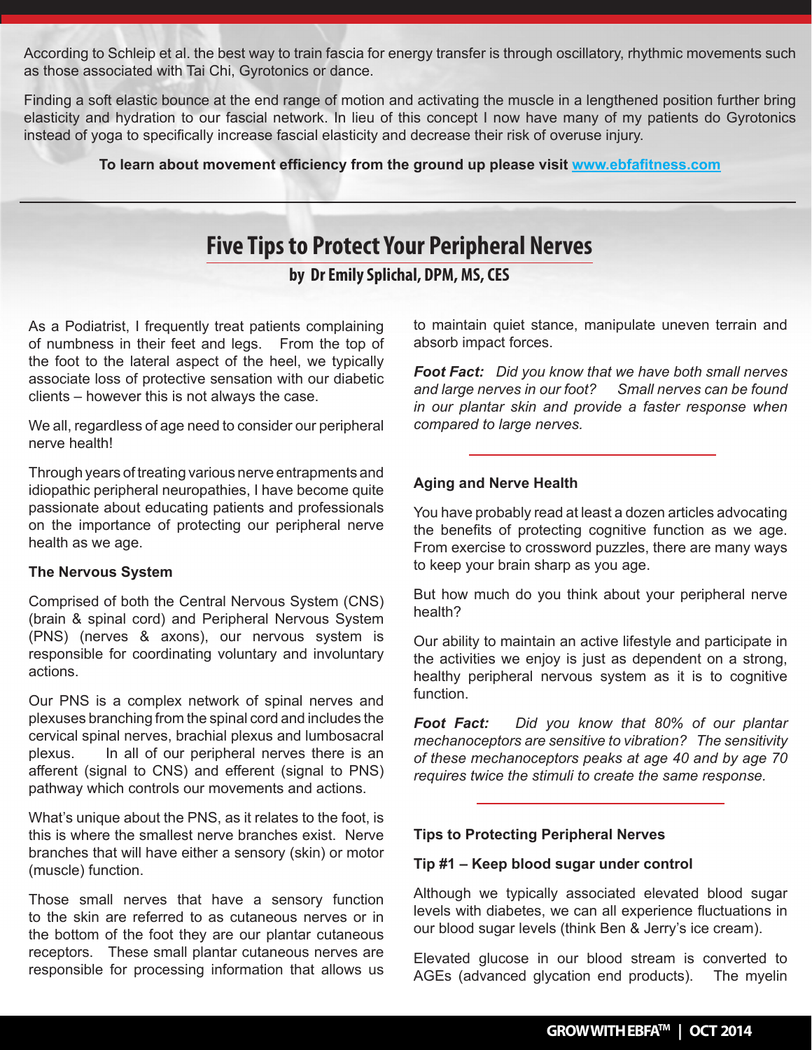According to Schleip et al. the best way to train fascia for energy transfer is through oscillatory, rhythmic movements such as those associated with Tai Chi, Gyrotonics or dance.

Finding a soft elastic bounce at the end range of motion and activating the muscle in a lengthened position further bring elasticity and hydration to our fascial network. In lieu of this concept I now have many of my patients do Gyrotonics instead of yoga to specifically increase fascial elasticity and decrease their risk of overuse injury.

**To learn about movement efficiency from the ground up please visit [www.ebfafitness.com](http://www.ebfafitness.com)**

---

# Five Tips to Protect Your Peripheral Nerves

**by Dr Emily Splichal, DPM, MS, CES**

As a Podiatrist, I frequently treat patients complaining of numbness in their feet and legs. From the top of the foot to the lateral aspect of the heel, we typically associate loss of protective sensation with our diabetic clients – however this is not always the case.

We all, regardless of age need to consider our peripheral nerve health!

Through years of treating various nerve entrapments and idiopathic peripheral neuropathies, I have become quite passionate about educating patients and professionals on the importance of protecting our peripheral nerve health as we age.

### The Nervous System

Comprised of both the Central Nervous System (CNS) (brain & spinal cord) and Peripheral Nervous System (PNS) (nerves & axons), our nervous system is responsible for coordinating voluntary and involuntary actions.

Our PNS is a complex network of spinal nerves and plexuses branching from the spinal cord and includes the cervical spinal nerves, brachial plexus and lumbosacral plexus. In all of our peripheral nerves there is an afferent (signal to CNS) and efferent (signal to PNS) pathway which controls our movements and actions.

What's unique about the PNS, as it relates to the foot, is this is where the smallest nerve branches exist. Nerve branches that will have either a sensory (skin) or motor (muscle) function.

Those small nerves that have a sensory function to the skin are referred to as cutaneous nerves or in the bottom of the foot they are our plantar cutaneous receptors. These small plantar cutaneous nerves are responsible for processing information that allows us to maintain quiet stance, manipulate uneven terrain and absorb impact forces.

***Foot Fact:*** *Did you know that we have both small nerves and large nerves in our foot? Small nerves can be found in our plantar skin and provide a faster response when compared to large nerves.*

### Aging and Nerve Health

You have probably read at least a dozen articles advocating the benefits of protecting cognitive function as we age. From exercise to crossword puzzles, there are many ways to keep your brain sharp as you age.

But how much do you think about your peripheral nerve health?

Our ability to maintain an active lifestyle and participate in the activities we enjoy is just as dependent on a strong, healthy peripheral nervous system as it is to cognitive function.

***Foot Fact:*** *Did you know that 80% of our plantar mechanoceptors are sensitive to vibration? The sensitivity of these mechanoceptors peaks at age 40 and by age 70 requires twice the stimuli to create the same response.*

### Tips to Protecting Peripheral Nerves

#### Tip #1 – Keep blood sugar under control

Although we typically associated elevated blood sugar levels with diabetes, we can all experience fluctuations in our blood sugar levels (think Ben & Jerry's ice cream).

Elevated glucose in our blood stream is converted to AGEs (advanced glycation end products). The myelin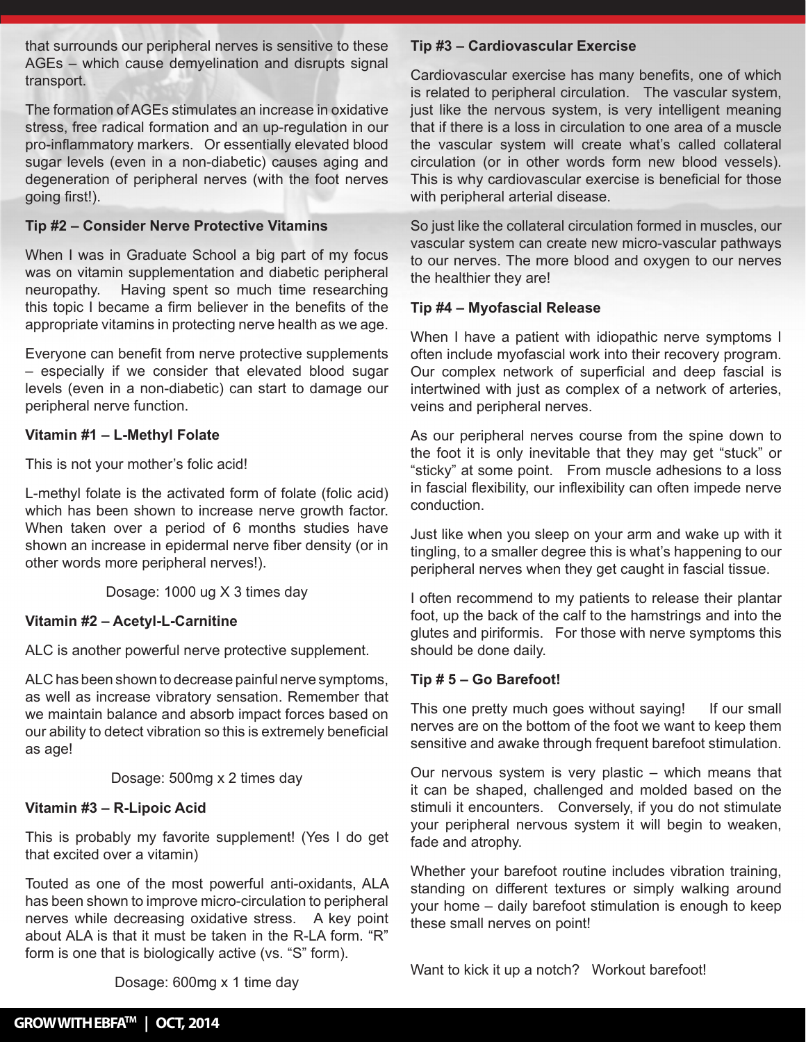that surrounds our peripheral nerves is sensitive to these AGEs – which cause demyelination and disrupts signal transport.

The formation of AGEs stimulates an increase in oxidative stress, free radical formation and an up-regulation in our pro-inflammatory markers. Or essentially elevated blood sugar levels (even in a non-diabetic) causes aging and degeneration of peripheral nerves (with the foot nerves going first!).

### Tip #2 – Consider Nerve Protective Vitamins

When I was in Graduate School a big part of my focus was on vitamin supplementation and diabetic peripheral neuropathy. Having spent so much time researching this topic I became a firm believer in the benefits of the appropriate vitamins in protecting nerve health as we age.

Everyone can benefit from nerve protective supplements – especially if we consider that elevated blood sugar levels (even in a non-diabetic) can start to damage our peripheral nerve function.

#### Vitamin #1 – L-Methyl Folate

This is not your mother's folic acid!

L-methyl folate is the activated form of folate (folic acid) which has been shown to increase nerve growth factor. When taken over a period of 6 months studies have shown an increase in epidermal nerve fiber density (or in other words more peripheral nerves!).

Dosage: 1000 ug X 3 times day

#### Vitamin #2 – Acetyl-L-Carnitine

ALC is another powerful nerve protective supplement.

ALC has been shown to decrease painful nerve symptoms, as well as increase vibratory sensation. Remember that we maintain balance and absorb impact forces based on our ability to detect vibration so this is extremely beneficial as age!

Dosage: 500mg x 2 times day

#### Vitamin #3 – R-Lipoic Acid

This is probably my favorite supplement! (Yes I do get that excited over a vitamin)

Touted as one of the most powerful anti-oxidants, ALA has been shown to improve micro-circulation to peripheral nerves while decreasing oxidative stress. A key point about ALA is that it must be taken in the R-LA form. "R" form is one that is biologically active (vs. "S" form).

Dosage: 600mg x 1 time day

### Tip #3 – Cardiovascular Exercise

Cardiovascular exercise has many benefits, one of which is related to peripheral circulation. The vascular system, just like the nervous system, is very intelligent meaning that if there is a loss in circulation to one area of a muscle the vascular system will create what's called collateral circulation (or in other words form new blood vessels). This is why cardiovascular exercise is beneficial for those with peripheral arterial disease.

So just like the collateral circulation formed in muscles, our vascular system can create new micro-vascular pathways to our nerves. The more blood and oxygen to our nerves the healthier they are!

### Tip #4 – Myofascial Release

When I have a patient with idiopathic nerve symptoms I often include myofascial work into their recovery program. Our complex network of superficial and deep fascial is intertwined with just as complex of a network of arteries, veins and peripheral nerves.

As our peripheral nerves course from the spine down to the foot it is only inevitable that they may get "stuck" or "sticky" at some point. From muscle adhesions to a loss in fascial flexibility, our inflexibility can often impede nerve conduction.

Just like when you sleep on your arm and wake up with it tingling, to a smaller degree this is what's happening to our peripheral nerves when they get caught in fascial tissue.

I often recommend to my patients to release their plantar foot, up the back of the calf to the hamstrings and into the glutes and piriformis. For those with nerve symptoms this should be done daily.

### Tip # 5 – Go Barefoot!

This one pretty much goes without saying! If our small nerves are on the bottom of the foot we want to keep them sensitive and awake through frequent barefoot stimulation.

Our nervous system is very plastic – which means that it can be shaped, challenged and molded based on the stimuli it encounters. Conversely, if you do not stimulate your peripheral nervous system it will begin to weaken, fade and atrophy.

Whether your barefoot routine includes vibration training, standing on different textures or simply walking around your home – daily barefoot stimulation is enough to keep these small nerves on point!

Want to kick it up a notch? Workout barefoot!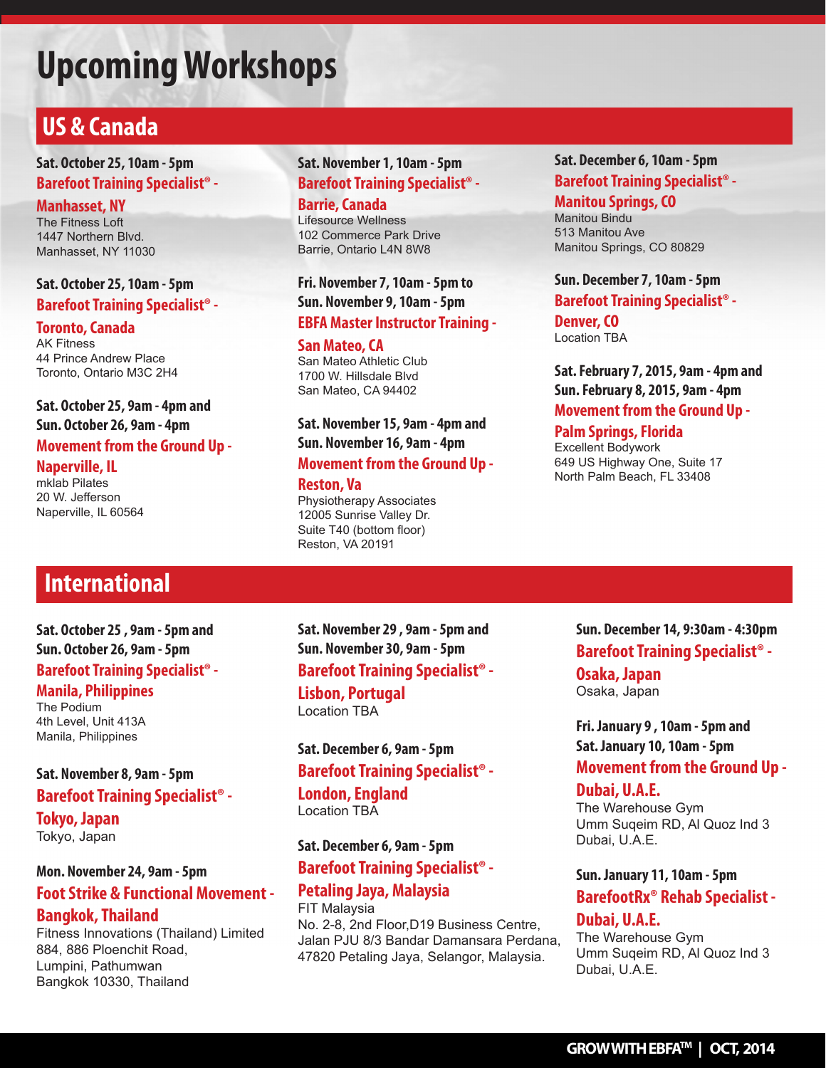# Upcoming Workshops

## US & Canada

**Sat. October 25, 10am - 5pm**
**Barefoot Training Specialist® - Manhasset, NY**
The Fitness Loft
1447 Northern Blvd.
Manhasset, NY 11030

**Sat. October 25, 10am - 5pm**
**Barefoot Training Specialist® - Toronto, Canada**
AK Fitness
44 Prince Andrew Place
Toronto, Ontario M3C 2H4

**Sat. October 25, 9am - 4pm and Sun. October 26, 9am - 4pm**
**Movement from the Ground Up - Naperville, IL**
mklab Pilates
20 W. Jefferson
Naperville, IL 60564

**Sat. November 1, 10am - 5pm**
**Barefoot Training Specialist® - Barrie, Canada**
Lifesource Wellness
102 Commerce Park Drive
Barrie, Ontario L4N 8W8

**Fri. November 7, 10am - 5pm to Sun. November 9, 10am - 5pm**
**EBFA Master Instructor Training - San Mateo, CA**
San Mateo Athletic Club
1700 W. Hillsdale Blvd
San Mateo, CA 94402

**Sat. November 15, 9am - 4pm and Sun. November 16, 9am - 4pm**
**Movement from the Ground Up - Reston, Va**
Physiotherapy Associates
12005 Sunrise Valley Dr.
Suite T40 (bottom floor)
Reston, VA 20191

**Sat. December 6, 10am - 5pm**
**Barefoot Training Specialist® - Manitou Springs, CO**
Manitou Bindu
513 Manitou Ave
Manitou Springs, CO 80829

**Sun. December 7, 10am - 5pm**
**Barefoot Training Specialist® - Denver, CO**
Location TBA

**Sat. February 7, 2015, 9am - 4pm and Sun. February 8, 2015, 9am - 4pm**
**Movement from the Ground Up - Palm Springs, Florida**
Excellent Bodywork
649 US Highway One, Suite 17
North Palm Beach, FL 33408

## International

**Sat. October 25 , 9am - 5pm and Sun. October 26, 9am - 5pm**
**Barefoot Training Specialist® - Manila, Philippines**
The Podium
4th Level, Unit 413A
Manila, Philippines

**Sat. November 8, 9am - 5pm**
**Barefoot Training Specialist® - Tokyo, Japan**
Tokyo, Japan

**Mon. November 24, 9am - 5pm**
**Foot Strike & Functional Movement - Bangkok, Thailand**
Fitness Innovations (Thailand) Limited
884, 886 Ploenchit Road,
Lumpini, Pathumwan
Bangkok 10330, Thailand

**Sat. November 29 , 9am - 5pm and Sun. November 30, 9am - 5pm**
**Barefoot Training Specialist® - Lisbon, Portugal**
Location TBA

**Sat. December 6, 9am - 5pm**
**Barefoot Training Specialist® - London, England**
Location TBA

**Sat. December 6, 9am - 5pm**
**Barefoot Training Specialist® - Petaling Jaya, Malaysia**
FIT Malaysia
No. 2-8, 2nd Floor,D19 Business Centre,
Jalan PJU 8/3 Bandar Damansara Perdana,
47820 Petaling Jaya, Selangor, Malaysia.

**Sun. December 14, 9:30am - 4:30pm**
**Barefoot Training Specialist® - Osaka, Japan**
Osaka, Japan

**Fri. January 9 , 10am - 5pm and Sat. January 10, 10am - 5pm**
**Movement from the Ground Up - Dubai, U.A.E.**
The Warehouse Gym
Umm Suqeim RD, Al Quoz Ind 3
Dubai, U.A.E.

**Sun. January 11, 10am - 5pm**
**BarefootRx® Rehab Specialist - Dubai, U.A.E.**
The Warehouse Gym
Umm Suqeim RD, Al Quoz Ind 3
Dubai, U.A.E.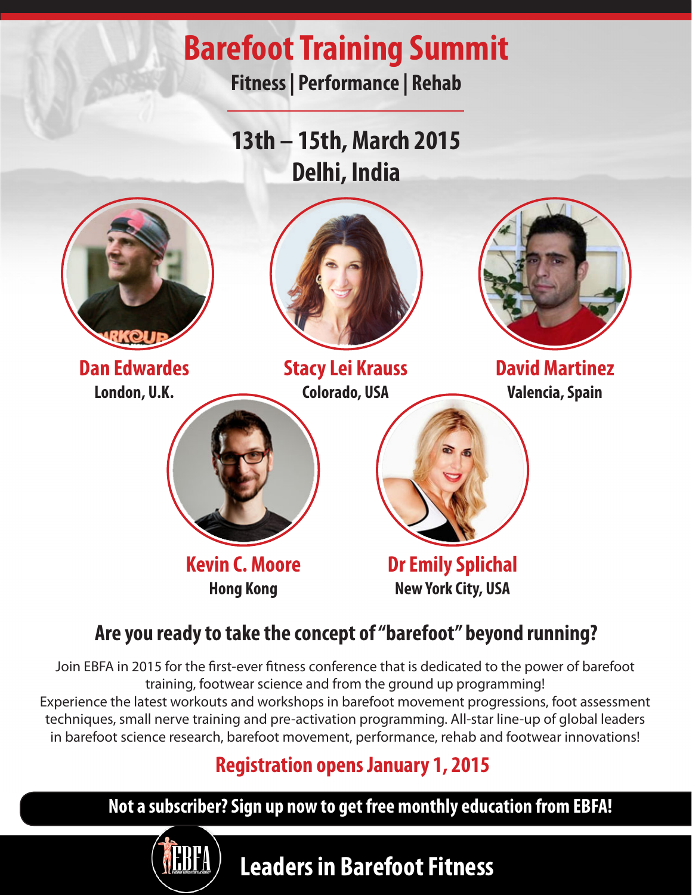# Barefoot Training Summit

**Fitness | Performance | Rehab**

## 13th – 15th, March 2015
## Delhi, India

**Dan Edwardes**
London, U.K.

**Stacy Lei Krauss**
Colorado, USA

**David Martinez**
Valencia, Spain

**Kevin C. Moore**
Hong Kong

**Dr Emily Splichal**
New York City, USA

## Are you ready to take the concept of "barefoot" beyond running?

Join EBFA in 2015 for the first-ever fitness conference that is dedicated to the power of barefoot training, footwear science and from the ground up programming!

Experience the latest workouts and workshops in barefoot movement progressions, foot assessment techniques, small nerve training and pre-activation programming. All-star line-up of global leaders in barefoot science research, barefoot movement, performance, rehab and footwear innovations!

**Registration opens January 1, 2015**

**Not a subscriber? Sign up now to get free monthly education from EBFA!**

EBFA

**Leaders in Barefoot Fitness**